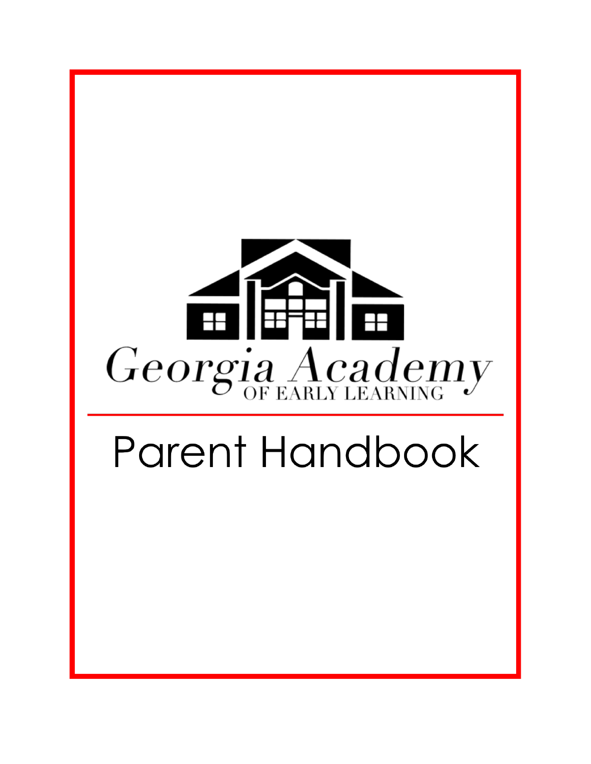Georgia Academy

OF EARLY LEARNING

# Parent Handbook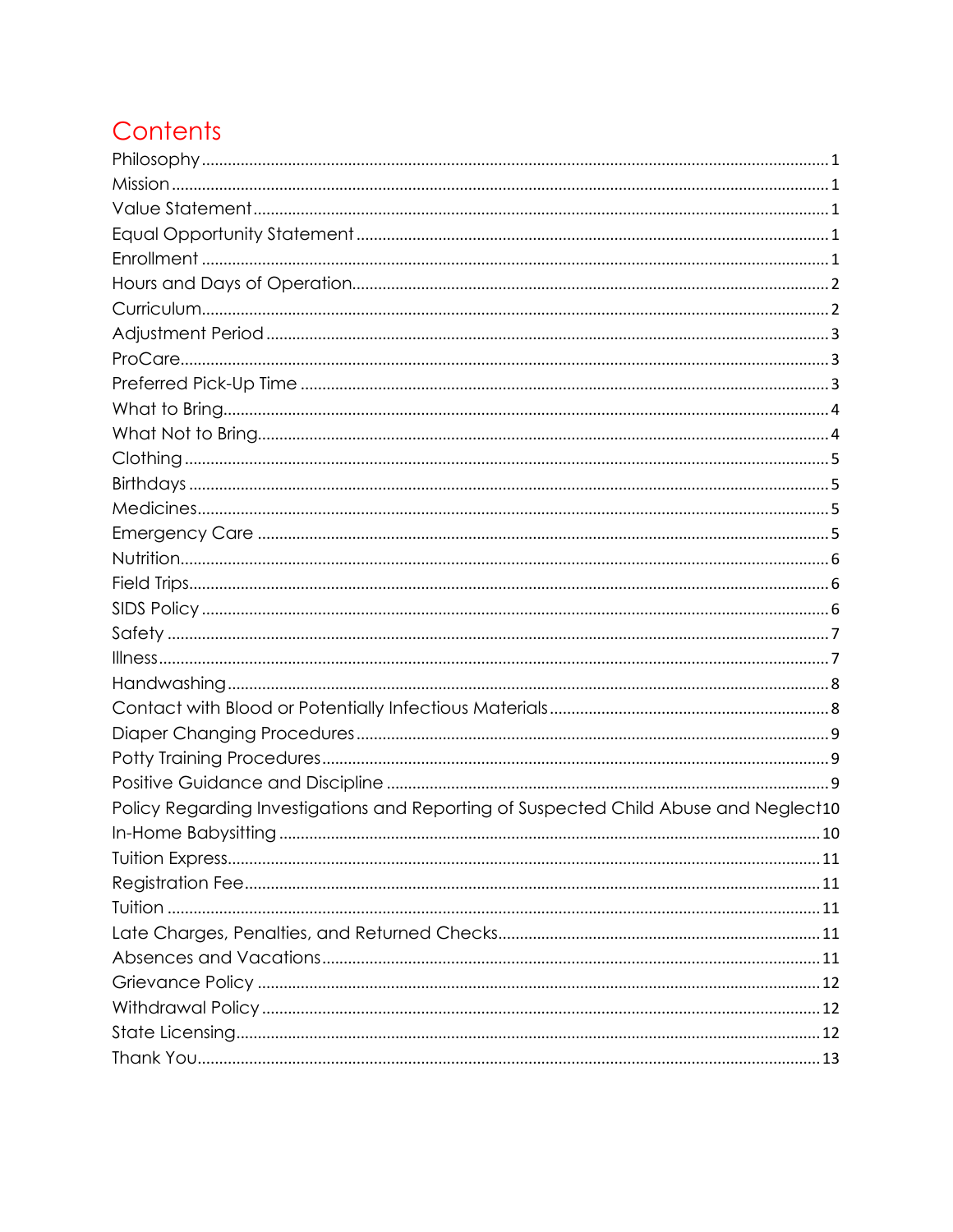# Contents

Philosophy .......... 1
Mission .......... 1
Value Statement .......... 1
Equal Opportunity Statement .......... 1
Enrollment .......... 1
Hours and Days of Operation .......... 2
Curriculum .......... 2
Adjustment Period .......... 3
ProCare .......... 3
Preferred Pick-Up Time .......... 3
What to Bring .......... 4
What Not to Bring .......... 4
Clothing .......... 5
Birthdays .......... 5
Medicines .......... 5
Emergency Care .......... 5
Nutrition .......... 6
Field Trips .......... 6
SIDS Policy .......... 6
Safety .......... 7
Illness .......... 7
Handwashing .......... 8
Contact with Blood or Potentially Infectious Materials .......... 8
Diaper Changing Procedures .......... 9
Potty Training Procedures .......... 9
Positive Guidance and Discipline .......... 9
Policy Regarding Investigations and Reporting of Suspected Child Abuse and Neglect .......... 10
In-Home Babysitting .......... 10
Tuition Express .......... 11
Registration Fee .......... 11
Tuition .......... 11
Late Charges, Penalties, and Returned Checks .......... 11
Absences and Vacations .......... 11
Grievance Policy .......... 12
Withdrawal Policy .......... 12
State Licensing .......... 12
Thank You .......... 13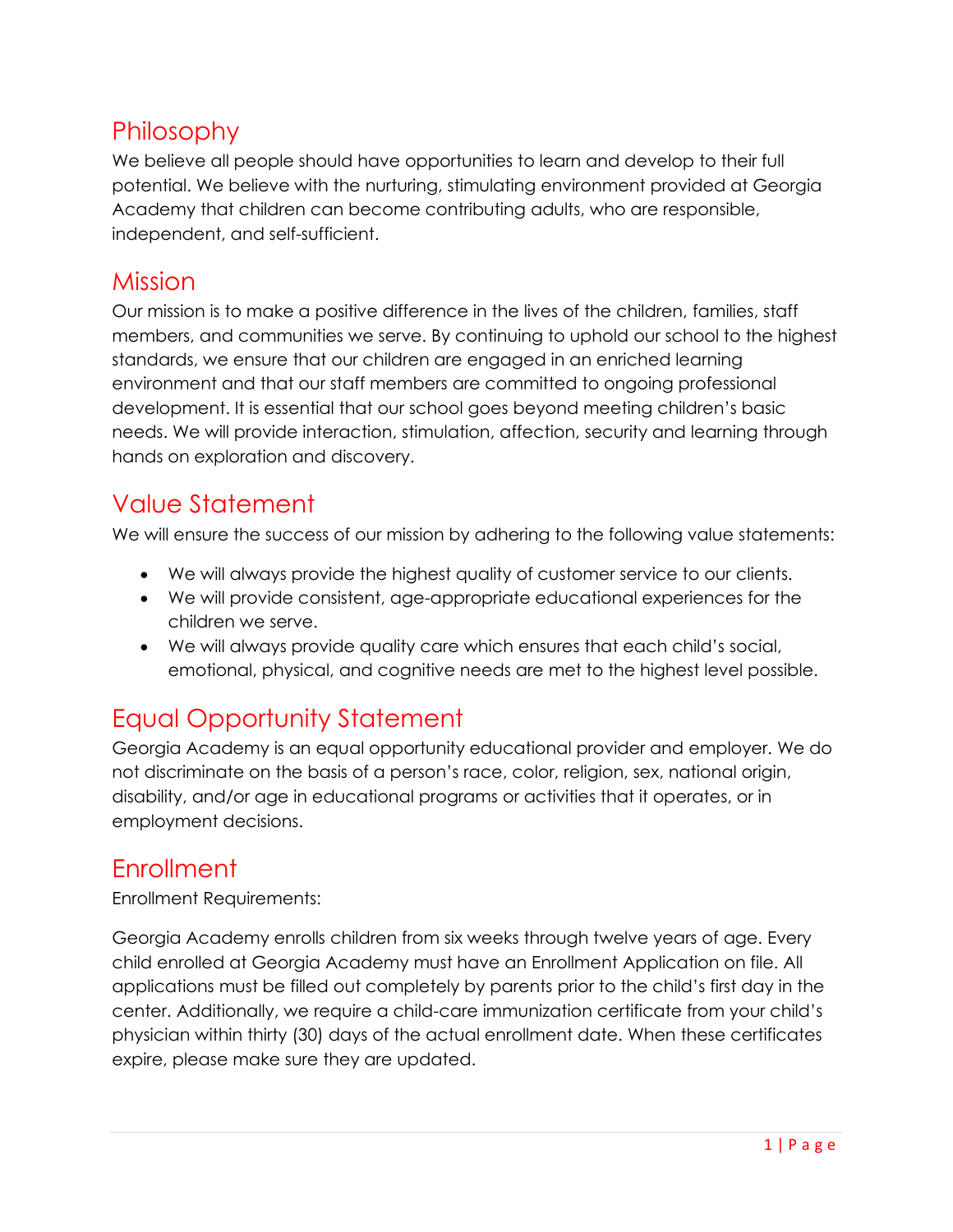## Philosophy

We believe all people should have opportunities to learn and develop to their full potential. We believe with the nurturing, stimulating environment provided at Georgia Academy that children can become contributing adults, who are responsible, independent, and self-sufficient.

## Mission

Our mission is to make a positive difference in the lives of the children, families, staff members, and communities we serve. By continuing to uphold our school to the highest standards, we ensure that our children are engaged in an enriched learning environment and that our staff members are committed to ongoing professional development. It is essential that our school goes beyond meeting children's basic needs. We will provide interaction, stimulation, affection, security and learning through hands on exploration and discovery.

## Value Statement

We will ensure the success of our mission by adhering to the following value statements:

- We will always provide the highest quality of customer service to our clients.
- We will provide consistent, age-appropriate educational experiences for the children we serve.
- We will always provide quality care which ensures that each child's social, emotional, physical, and cognitive needs are met to the highest level possible.

## Equal Opportunity Statement

Georgia Academy is an equal opportunity educational provider and employer. We do not discriminate on the basis of a person's race, color, religion, sex, national origin, disability, and/or age in educational programs or activities that it operates, or in employment decisions.

## Enrollment

Enrollment Requirements:

Georgia Academy enrolls children from six weeks through twelve years of age. Every child enrolled at Georgia Academy must have an Enrollment Application on file. All applications must be filled out completely by parents prior to the child's first day in the center. Additionally, we require a child-care immunization certificate from your child's physician within thirty (30) days of the actual enrollment date. When these certificates expire, please make sure they are updated.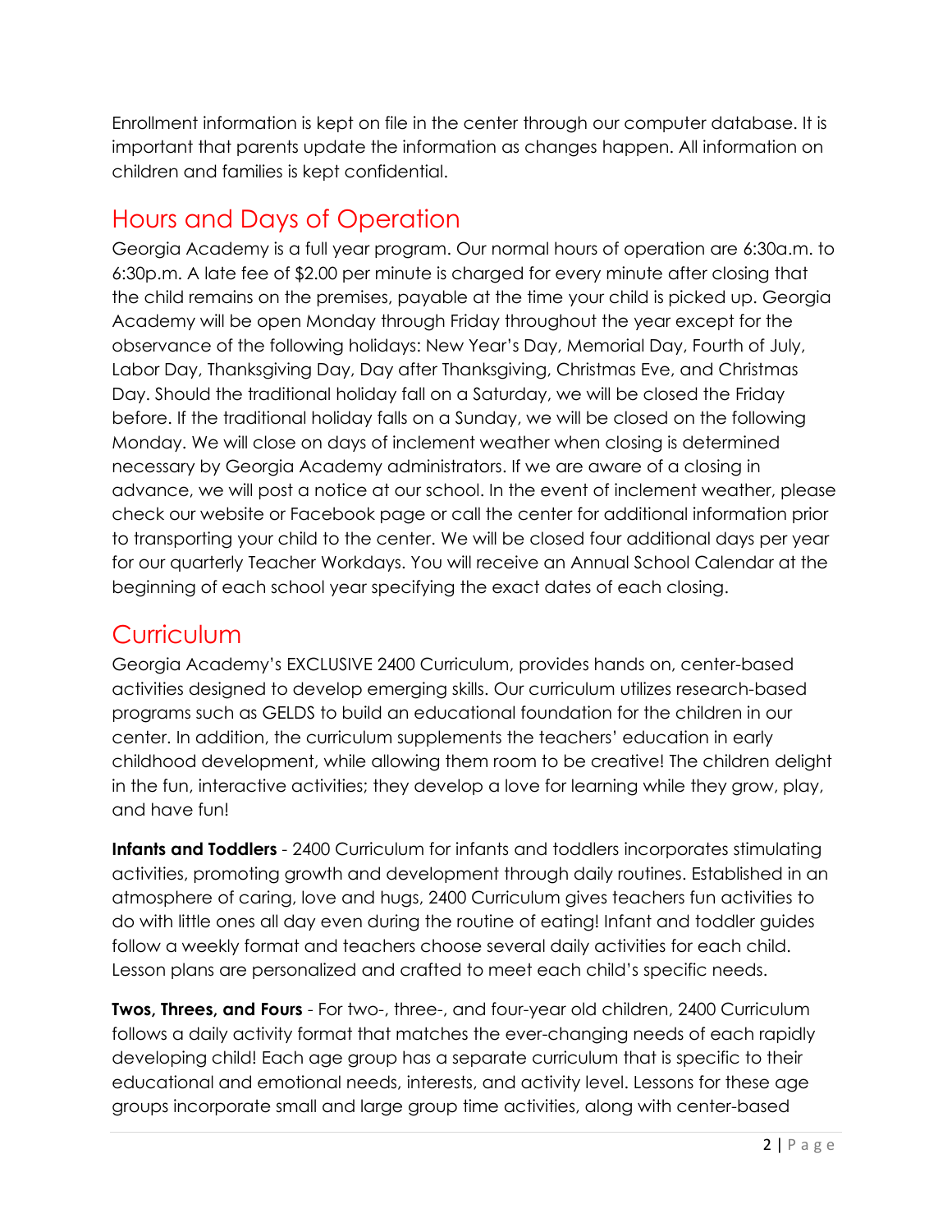Enrollment information is kept on file in the center through our computer database. It is important that parents update the information as changes happen. All information on children and families is kept confidential.

## Hours and Days of Operation

Georgia Academy is a full year program. Our normal hours of operation are 6:30a.m. to 6:30p.m. A late fee of $2.00 per minute is charged for every minute after closing that the child remains on the premises, payable at the time your child is picked up. Georgia Academy will be open Monday through Friday throughout the year except for the observance of the following holidays: New Year's Day, Memorial Day, Fourth of July, Labor Day, Thanksgiving Day, Day after Thanksgiving, Christmas Eve, and Christmas Day. Should the traditional holiday fall on a Saturday, we will be closed the Friday before. If the traditional holiday falls on a Sunday, we will be closed on the following Monday. We will close on days of inclement weather when closing is determined necessary by Georgia Academy administrators. If we are aware of a closing in advance, we will post a notice at our school. In the event of inclement weather, please check our website or Facebook page or call the center for additional information prior to transporting your child to the center. We will be closed four additional days per year for our quarterly Teacher Workdays. You will receive an Annual School Calendar at the beginning of each school year specifying the exact dates of each closing.

## Curriculum

Georgia Academy's EXCLUSIVE 2400 Curriculum, provides hands on, center-based activities designed to develop emerging skills. Our curriculum utilizes research-based programs such as GELDS to build an educational foundation for the children in our center. In addition, the curriculum supplements the teachers' education in early childhood development, while allowing them room to be creative! The children delight in the fun, interactive activities; they develop a love for learning while they grow, play, and have fun!

**Infants and Toddlers** - 2400 Curriculum for infants and toddlers incorporates stimulating activities, promoting growth and development through daily routines. Established in an atmosphere of caring, love and hugs, 2400 Curriculum gives teachers fun activities to do with little ones all day even during the routine of eating! Infant and toddler guides follow a weekly format and teachers choose several daily activities for each child. Lesson plans are personalized and crafted to meet each child's specific needs.

**Twos, Threes, and Fours** - For two-, three-, and four-year old children, 2400 Curriculum follows a daily activity format that matches the ever-changing needs of each rapidly developing child! Each age group has a separate curriculum that is specific to their educational and emotional needs, interests, and activity level. Lessons for these age groups incorporate small and large group time activities, along with center-based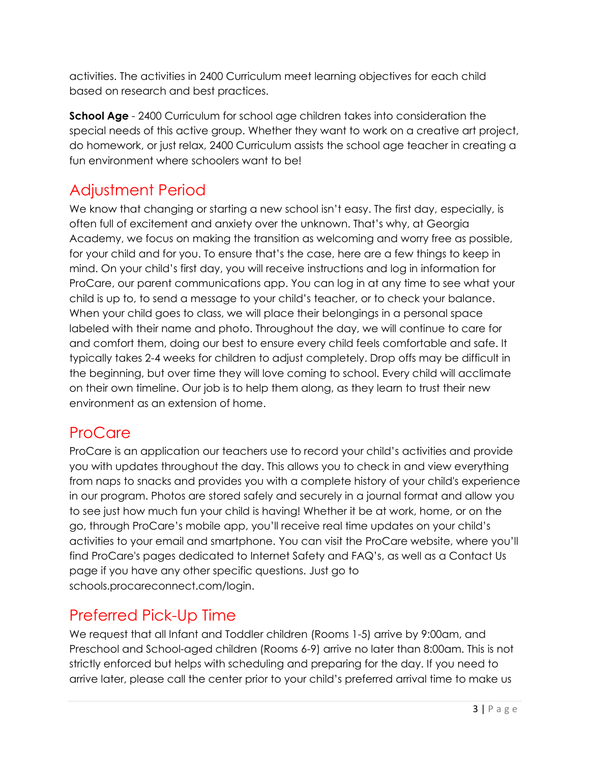activities. The activities in 2400 Curriculum meet learning objectives for each child based on research and best practices.

**School Age** - 2400 Curriculum for school age children takes into consideration the special needs of this active group. Whether they want to work on a creative art project, do homework, or just relax, 2400 Curriculum assists the school age teacher in creating a fun environment where schoolers want to be!

## Adjustment Period

We know that changing or starting a new school isn't easy. The first day, especially, is often full of excitement and anxiety over the unknown. That's why, at Georgia Academy, we focus on making the transition as welcoming and worry free as possible, for your child and for you. To ensure that's the case, here are a few things to keep in mind. On your child's first day, you will receive instructions and log in information for ProCare, our parent communications app. You can log in at any time to see what your child is up to, to send a message to your child's teacher, or to check your balance. When your child goes to class, we will place their belongings in a personal space labeled with their name and photo. Throughout the day, we will continue to care for and comfort them, doing our best to ensure every child feels comfortable and safe. It typically takes 2-4 weeks for children to adjust completely. Drop offs may be difficult in the beginning, but over time they will love coming to school. Every child will acclimate on their own timeline. Our job is to help them along, as they learn to trust their new environment as an extension of home.

## ProCare

ProCare is an application our teachers use to record your child's activities and provide you with updates throughout the day. This allows you to check in and view everything from naps to snacks and provides you with a complete history of your child's experience in our program. Photos are stored safely and securely in a journal format and allow you to see just how much fun your child is having! Whether it be at work, home, or on the go, through ProCare's mobile app, you'll receive real time updates on your child's activities to your email and smartphone. You can visit the ProCare website, where you'll find ProCare's pages dedicated to Internet Safety and FAQ's, as well as a Contact Us page if you have any other specific questions. Just go to schools.procareconnect.com/login.

## Preferred Pick-Up Time

We request that all Infant and Toddler children (Rooms 1-5) arrive by 9:00am, and Preschool and School-aged children (Rooms 6-9) arrive no later than 8:00am. This is not strictly enforced but helps with scheduling and preparing for the day. If you need to arrive later, please call the center prior to your child's preferred arrival time to make us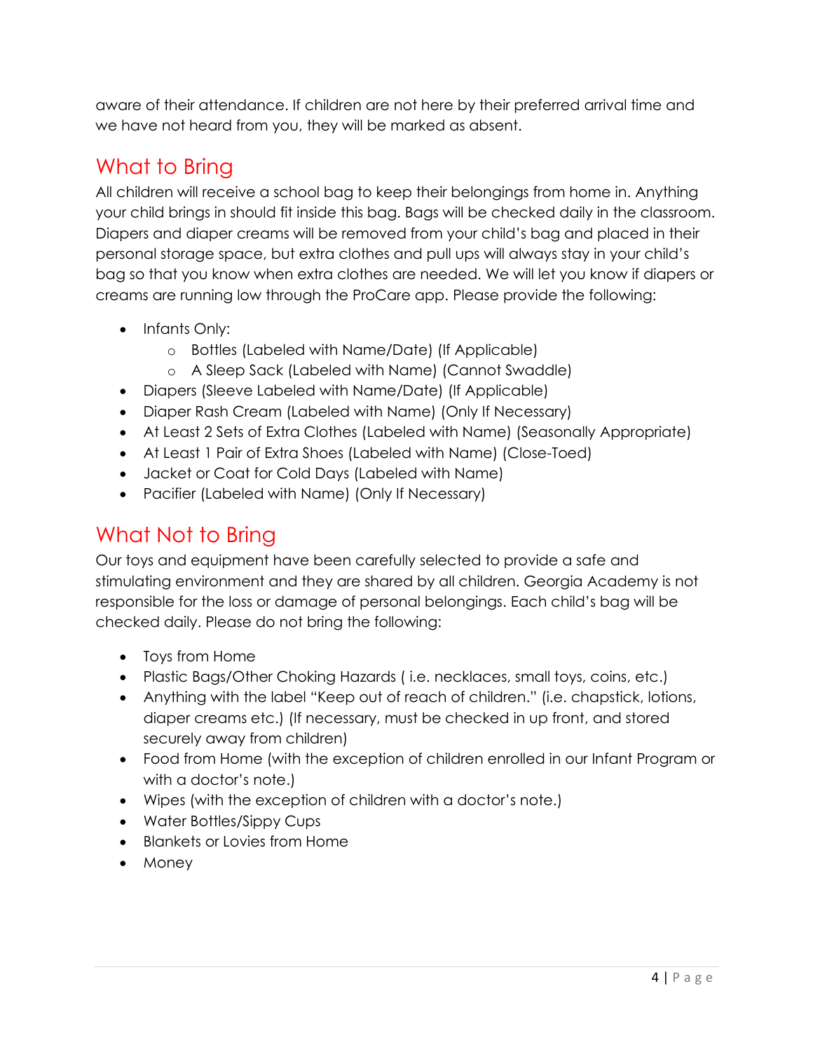aware of their attendance. If children are not here by their preferred arrival time and we have not heard from you, they will be marked as absent.

## What to Bring

All children will receive a school bag to keep their belongings from home in. Anything your child brings in should fit inside this bag. Bags will be checked daily in the classroom. Diapers and diaper creams will be removed from your child's bag and placed in their personal storage space, but extra clothes and pull ups will always stay in your child's bag so that you know when extra clothes are needed. We will let you know if diapers or creams are running low through the ProCare app. Please provide the following:

- Infants Only:
  - Bottles (Labeled with Name/Date) (If Applicable)
  - A Sleep Sack (Labeled with Name) (Cannot Swaddle)
- Diapers (Sleeve Labeled with Name/Date) (If Applicable)
- Diaper Rash Cream (Labeled with Name) (Only If Necessary)
- At Least 2 Sets of Extra Clothes (Labeled with Name) (Seasonally Appropriate)
- At Least 1 Pair of Extra Shoes (Labeled with Name) (Close-Toed)
- Jacket or Coat for Cold Days (Labeled with Name)
- Pacifier (Labeled with Name) (Only If Necessary)

## What Not to Bring

Our toys and equipment have been carefully selected to provide a safe and stimulating environment and they are shared by all children. Georgia Academy is not responsible for the loss or damage of personal belongings. Each child's bag will be checked daily. Please do not bring the following:

- Toys from Home
- Plastic Bags/Other Choking Hazards ( i.e. necklaces, small toys, coins, etc.)
- Anything with the label "Keep out of reach of children." (i.e. chapstick, lotions, diaper creams etc.) (If necessary, must be checked in up front, and stored securely away from children)
- Food from Home (with the exception of children enrolled in our Infant Program or with a doctor's note.)
- Wipes (with the exception of children with a doctor's note.)
- Water Bottles/Sippy Cups
- Blankets or Lovies from Home
- Money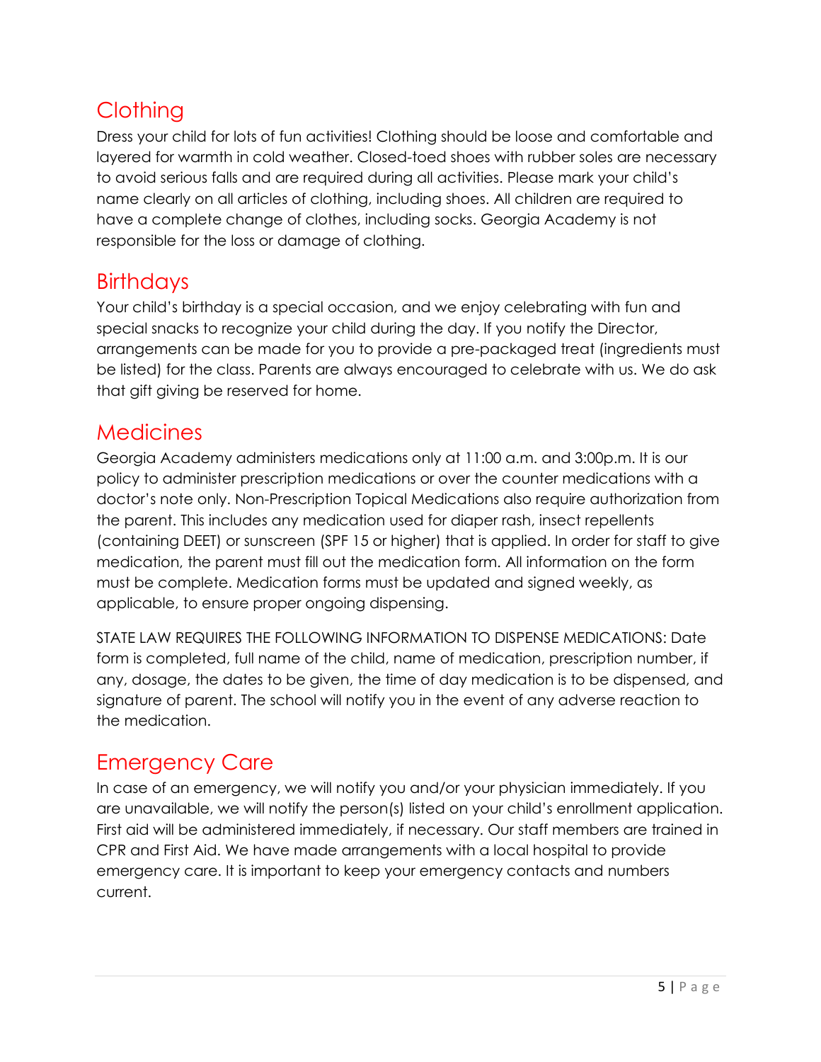## Clothing

Dress your child for lots of fun activities! Clothing should be loose and comfortable and layered for warmth in cold weather. Closed-toed shoes with rubber soles are necessary to avoid serious falls and are required during all activities. Please mark your child's name clearly on all articles of clothing, including shoes. All children are required to have a complete change of clothes, including socks. Georgia Academy is not responsible for the loss or damage of clothing.

## Birthdays

Your child's birthday is a special occasion, and we enjoy celebrating with fun and special snacks to recognize your child during the day. If you notify the Director, arrangements can be made for you to provide a pre-packaged treat (ingredients must be listed) for the class. Parents are always encouraged to celebrate with us. We do ask that gift giving be reserved for home.

## Medicines

Georgia Academy administers medications only at 11:00 a.m. and 3:00p.m. It is our policy to administer prescription medications or over the counter medications with a doctor's note only. Non-Prescription Topical Medications also require authorization from the parent. This includes any medication used for diaper rash, insect repellents (containing DEET) or sunscreen (SPF 15 or higher) that is applied. In order for staff to give medication, the parent must fill out the medication form. All information on the form must be complete. Medication forms must be updated and signed weekly, as applicable, to ensure proper ongoing dispensing.

STATE LAW REQUIRES THE FOLLOWING INFORMATION TO DISPENSE MEDICATIONS: Date form is completed, full name of the child, name of medication, prescription number, if any, dosage, the dates to be given, the time of day medication is to be dispensed, and signature of parent. The school will notify you in the event of any adverse reaction to the medication.

## Emergency Care

In case of an emergency, we will notify you and/or your physician immediately. If you are unavailable, we will notify the person(s) listed on your child's enrollment application. First aid will be administered immediately, if necessary. Our staff members are trained in CPR and First Aid. We have made arrangements with a local hospital to provide emergency care. It is important to keep your emergency contacts and numbers current.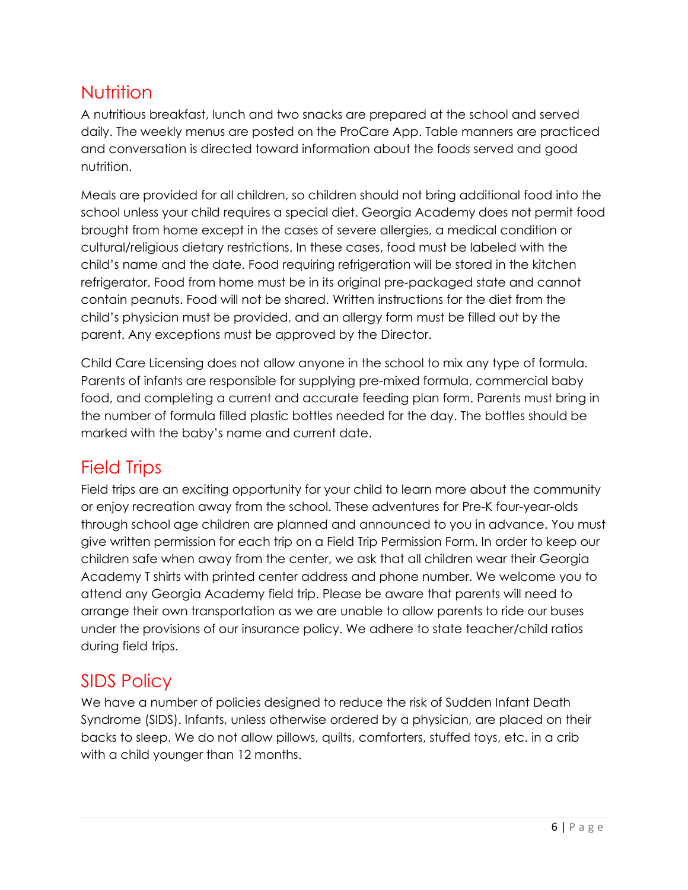## Nutrition

A nutritious breakfast, lunch and two snacks are prepared at the school and served daily. The weekly menus are posted on the ProCare App. Table manners are practiced and conversation is directed toward information about the foods served and good nutrition.

Meals are provided for all children, so children should not bring additional food into the school unless your child requires a special diet. Georgia Academy does not permit food brought from home except in the cases of severe allergies, a medical condition or cultural/religious dietary restrictions. In these cases, food must be labeled with the child's name and the date. Food requiring refrigeration will be stored in the kitchen refrigerator. Food from home must be in its original pre-packaged state and cannot contain peanuts. Food will not be shared. Written instructions for the diet from the child's physician must be provided, and an allergy form must be filled out by the parent. Any exceptions must be approved by the Director.

Child Care Licensing does not allow anyone in the school to mix any type of formula. Parents of infants are responsible for supplying pre-mixed formula, commercial baby food, and completing a current and accurate feeding plan form. Parents must bring in the number of formula filled plastic bottles needed for the day. The bottles should be marked with the baby's name and current date.

## Field Trips

Field trips are an exciting opportunity for your child to learn more about the community or enjoy recreation away from the school. These adventures for Pre-K four-year-olds through school age children are planned and announced to you in advance. You must give written permission for each trip on a Field Trip Permission Form. In order to keep our children safe when away from the center, we ask that all children wear their Georgia Academy T shirts with printed center address and phone number. We welcome you to attend any Georgia Academy field trip. Please be aware that parents will need to arrange their own transportation as we are unable to allow parents to ride our buses under the provisions of our insurance policy. We adhere to state teacher/child ratios during field trips.

## SIDS Policy

We have a number of policies designed to reduce the risk of Sudden Infant Death Syndrome (SIDS). Infants, unless otherwise ordered by a physician, are placed on their backs to sleep. We do not allow pillows, quilts, comforters, stuffed toys, etc. in a crib with a child younger than 12 months.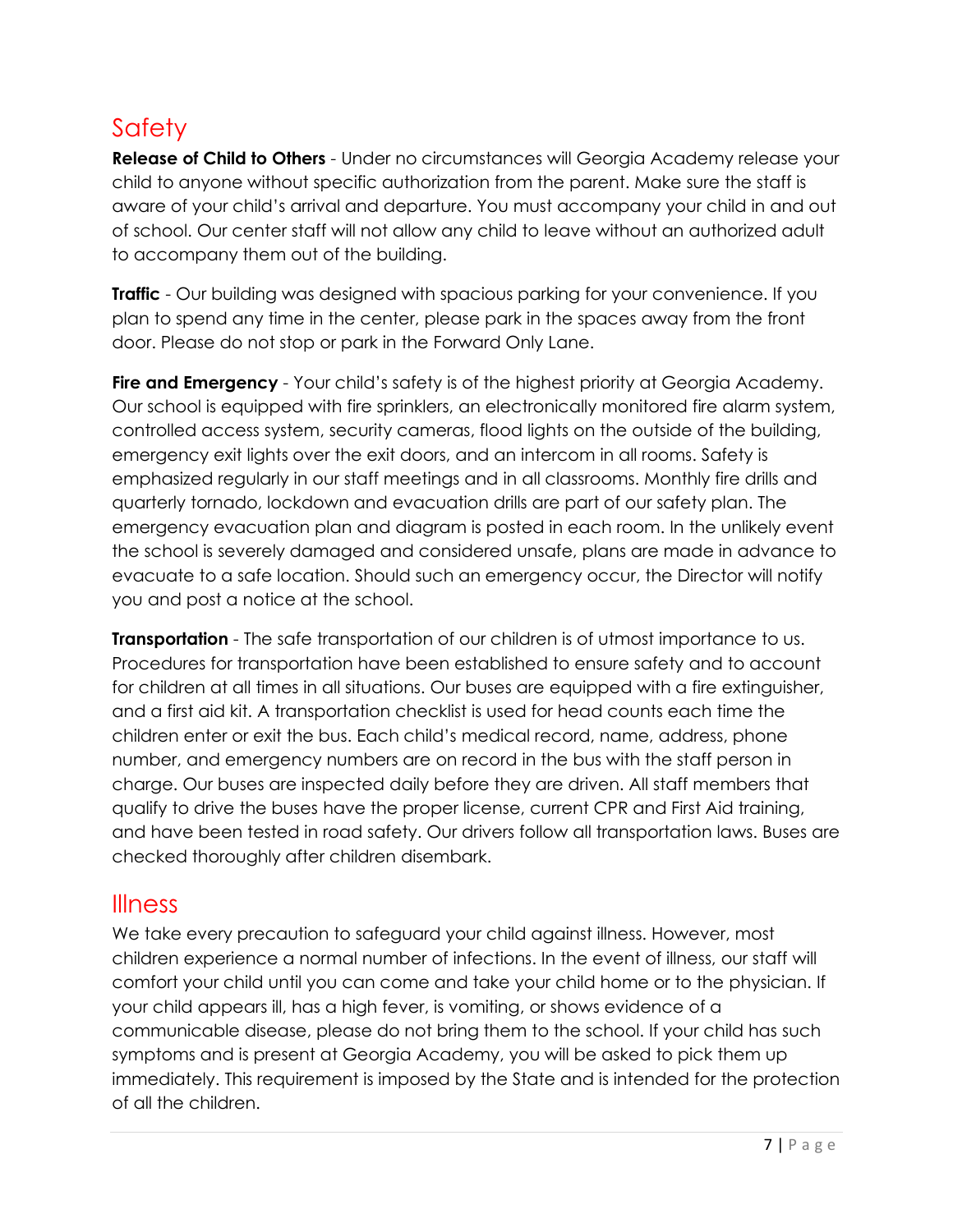## Safety

**Release of Child to Others** - Under no circumstances will Georgia Academy release your child to anyone without specific authorization from the parent. Make sure the staff is aware of your child's arrival and departure. You must accompany your child in and out of school. Our center staff will not allow any child to leave without an authorized adult to accompany them out of the building.

**Traffic** - Our building was designed with spacious parking for your convenience. If you plan to spend any time in the center, please park in the spaces away from the front door. Please do not stop or park in the Forward Only Lane.

**Fire and Emergency** - Your child's safety is of the highest priority at Georgia Academy. Our school is equipped with fire sprinklers, an electronically monitored fire alarm system, controlled access system, security cameras, flood lights on the outside of the building, emergency exit lights over the exit doors, and an intercom in all rooms. Safety is emphasized regularly in our staff meetings and in all classrooms. Monthly fire drills and quarterly tornado, lockdown and evacuation drills are part of our safety plan. The emergency evacuation plan and diagram is posted in each room. In the unlikely event the school is severely damaged and considered unsafe, plans are made in advance to evacuate to a safe location. Should such an emergency occur, the Director will notify you and post a notice at the school.

**Transportation** - The safe transportation of our children is of utmost importance to us. Procedures for transportation have been established to ensure safety and to account for children at all times in all situations. Our buses are equipped with a fire extinguisher, and a first aid kit. A transportation checklist is used for head counts each time the children enter or exit the bus. Each child's medical record, name, address, phone number, and emergency numbers are on record in the bus with the staff person in charge. Our buses are inspected daily before they are driven. All staff members that qualify to drive the buses have the proper license, current CPR and First Aid training, and have been tested in road safety. Our drivers follow all transportation laws. Buses are checked thoroughly after children disembark.

## Illness

We take every precaution to safeguard your child against illness. However, most children experience a normal number of infections. In the event of illness, our staff will comfort your child until you can come and take your child home or to the physician. If your child appears ill, has a high fever, is vomiting, or shows evidence of a communicable disease, please do not bring them to the school. If your child has such symptoms and is present at Georgia Academy, you will be asked to pick them up immediately. This requirement is imposed by the State and is intended for the protection of all the children.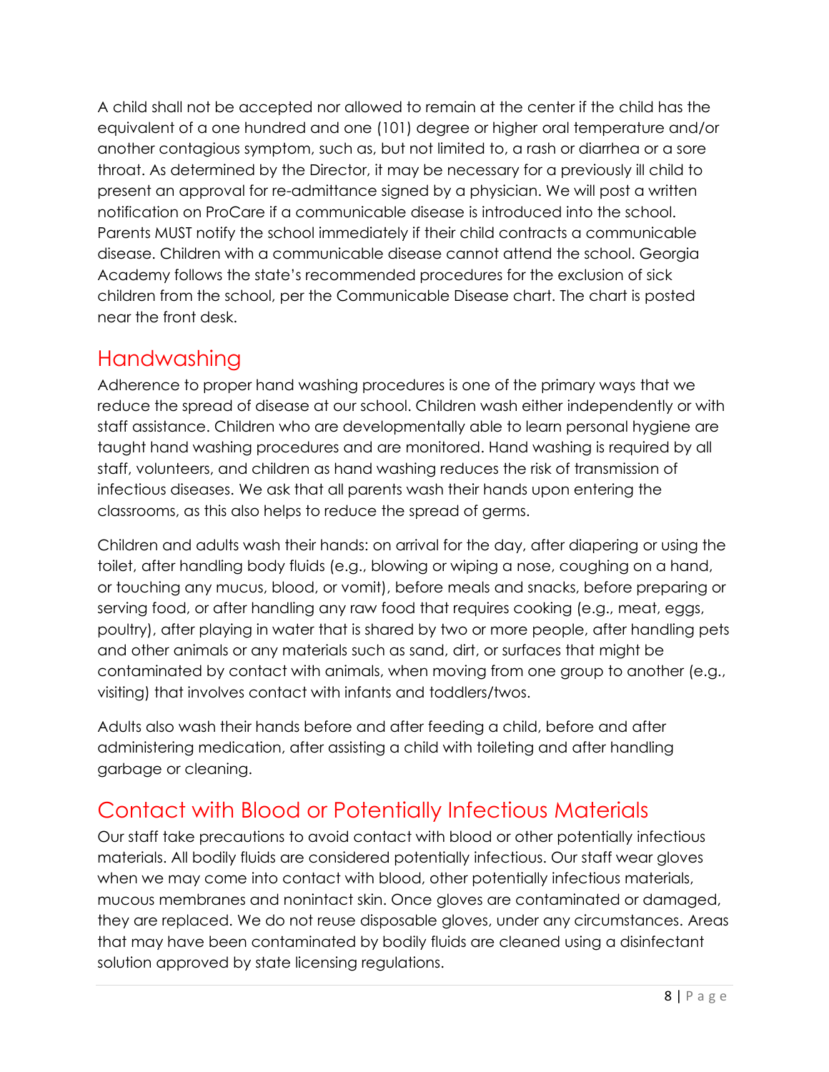A child shall not be accepted nor allowed to remain at the center if the child has the equivalent of a one hundred and one (101) degree or higher oral temperature and/or another contagious symptom, such as, but not limited to, a rash or diarrhea or a sore throat. As determined by the Director, it may be necessary for a previously ill child to present an approval for re-admittance signed by a physician. We will post a written notification on ProCare if a communicable disease is introduced into the school. Parents MUST notify the school immediately if their child contracts a communicable disease. Children with a communicable disease cannot attend the school. Georgia Academy follows the state's recommended procedures for the exclusion of sick children from the school, per the Communicable Disease chart. The chart is posted near the front desk.

## Handwashing

Adherence to proper hand washing procedures is one of the primary ways that we reduce the spread of disease at our school. Children wash either independently or with staff assistance. Children who are developmentally able to learn personal hygiene are taught hand washing procedures and are monitored. Hand washing is required by all staff, volunteers, and children as hand washing reduces the risk of transmission of infectious diseases. We ask that all parents wash their hands upon entering the classrooms, as this also helps to reduce the spread of germs.

Children and adults wash their hands: on arrival for the day, after diapering or using the toilet, after handling body fluids (e.g., blowing or wiping a nose, coughing on a hand, or touching any mucus, blood, or vomit), before meals and snacks, before preparing or serving food, or after handling any raw food that requires cooking (e.g., meat, eggs, poultry), after playing in water that is shared by two or more people, after handling pets and other animals or any materials such as sand, dirt, or surfaces that might be contaminated by contact with animals, when moving from one group to another (e.g., visiting) that involves contact with infants and toddlers/twos.

Adults also wash their hands before and after feeding a child, before and after administering medication, after assisting a child with toileting and after handling garbage or cleaning.

## Contact with Blood or Potentially Infectious Materials

Our staff take precautions to avoid contact with blood or other potentially infectious materials. All bodily fluids are considered potentially infectious. Our staff wear gloves when we may come into contact with blood, other potentially infectious materials, mucous membranes and nonintact skin. Once gloves are contaminated or damaged, they are replaced. We do not reuse disposable gloves, under any circumstances. Areas that may have been contaminated by bodily fluids are cleaned using a disinfectant solution approved by state licensing regulations.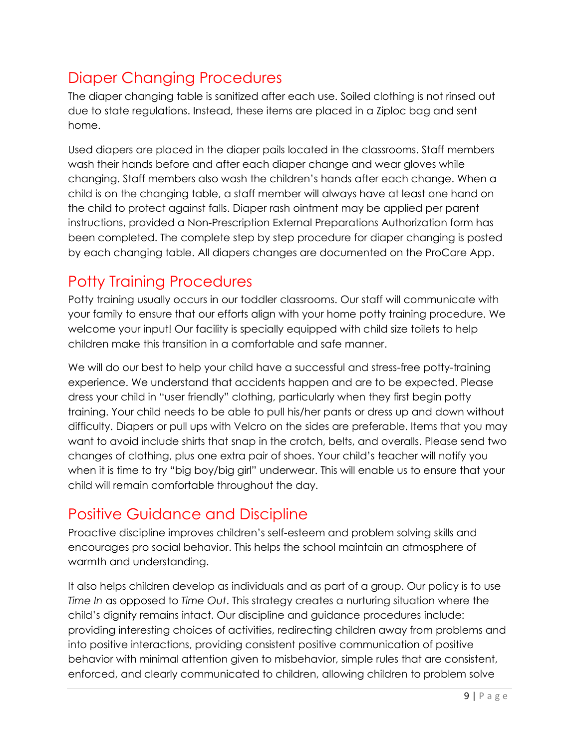## Diaper Changing Procedures

The diaper changing table is sanitized after each use. Soiled clothing is not rinsed out due to state regulations. Instead, these items are placed in a Ziploc bag and sent home.

Used diapers are placed in the diaper pails located in the classrooms. Staff members wash their hands before and after each diaper change and wear gloves while changing. Staff members also wash the children's hands after each change. When a child is on the changing table, a staff member will always have at least one hand on the child to protect against falls. Diaper rash ointment may be applied per parent instructions, provided a Non-Prescription External Preparations Authorization form has been completed. The complete step by step procedure for diaper changing is posted by each changing table. All diapers changes are documented on the ProCare App.

## Potty Training Procedures

Potty training usually occurs in our toddler classrooms. Our staff will communicate with your family to ensure that our efforts align with your home potty training procedure. We welcome your input! Our facility is specially equipped with child size toilets to help children make this transition in a comfortable and safe manner.

We will do our best to help your child have a successful and stress-free potty-training experience. We understand that accidents happen and are to be expected. Please dress your child in "user friendly" clothing, particularly when they first begin potty training. Your child needs to be able to pull his/her pants or dress up and down without difficulty. Diapers or pull ups with Velcro on the sides are preferable. Items that you may want to avoid include shirts that snap in the crotch, belts, and overalls. Please send two changes of clothing, plus one extra pair of shoes. Your child's teacher will notify you when it is time to try "big boy/big girl" underwear. This will enable us to ensure that your child will remain comfortable throughout the day.

## Positive Guidance and Discipline

Proactive discipline improves children's self-esteem and problem solving skills and encourages pro social behavior. This helps the school maintain an atmosphere of warmth and understanding.

It also helps children develop as individuals and as part of a group. Our policy is to use *Time In* as opposed to *Time Out*. This strategy creates a nurturing situation where the child's dignity remains intact. Our discipline and guidance procedures include: providing interesting choices of activities, redirecting children away from problems and into positive interactions, providing consistent positive communication of positive behavior with minimal attention given to misbehavior, simple rules that are consistent, enforced, and clearly communicated to children, allowing children to problem solve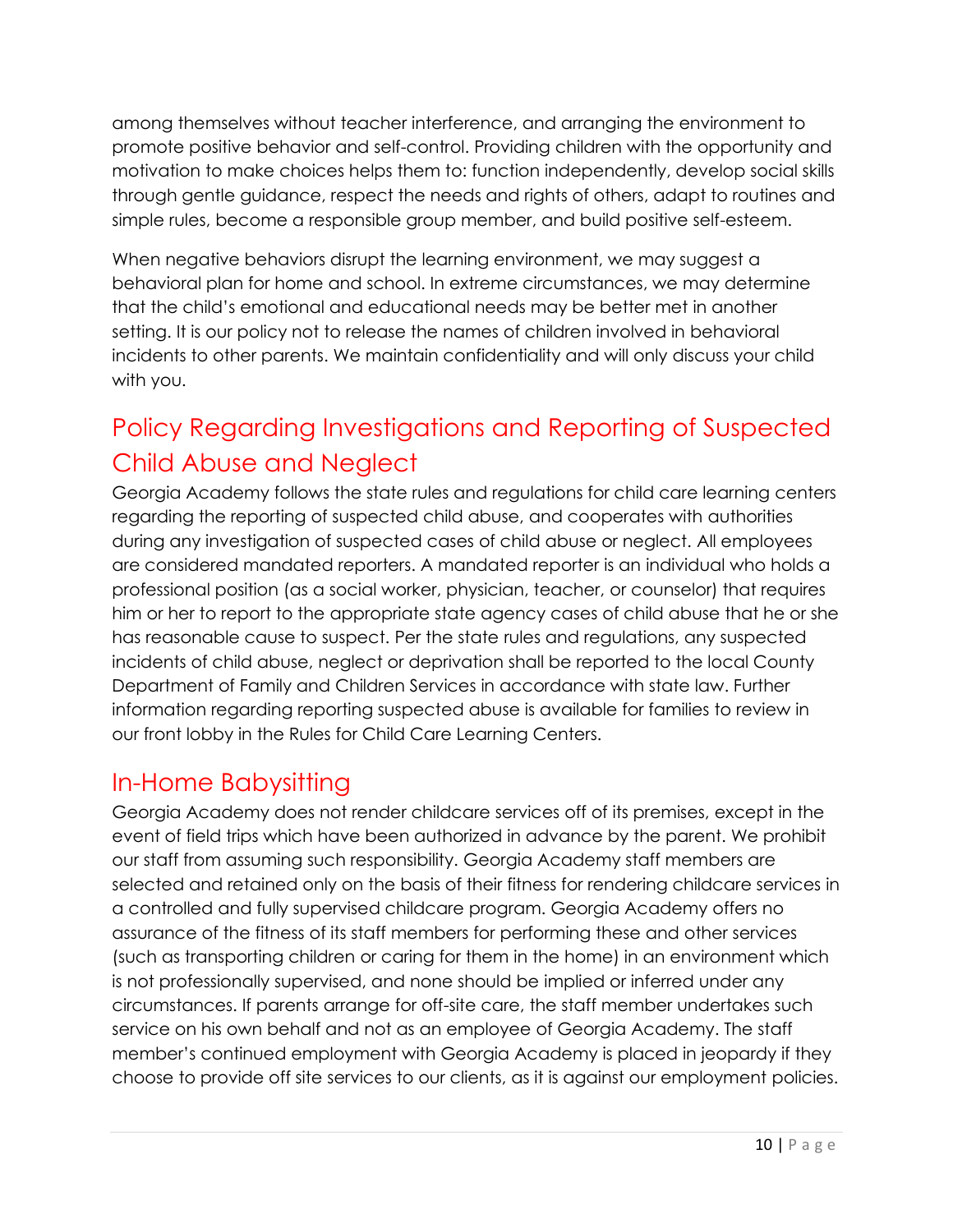among themselves without teacher interference, and arranging the environment to promote positive behavior and self-control. Providing children with the opportunity and motivation to make choices helps them to: function independently, develop social skills through gentle guidance, respect the needs and rights of others, adapt to routines and simple rules, become a responsible group member, and build positive self-esteem.

When negative behaviors disrupt the learning environment, we may suggest a behavioral plan for home and school. In extreme circumstances, we may determine that the child's emotional and educational needs may be better met in another setting. It is our policy not to release the names of children involved in behavioral incidents to other parents. We maintain confidentiality and will only discuss your child with you.

## Policy Regarding Investigations and Reporting of Suspected Child Abuse and Neglect

Georgia Academy follows the state rules and regulations for child care learning centers regarding the reporting of suspected child abuse, and cooperates with authorities during any investigation of suspected cases of child abuse or neglect. All employees are considered mandated reporters. A mandated reporter is an individual who holds a professional position (as a social worker, physician, teacher, or counselor) that requires him or her to report to the appropriate state agency cases of child abuse that he or she has reasonable cause to suspect. Per the state rules and regulations, any suspected incidents of child abuse, neglect or deprivation shall be reported to the local County Department of Family and Children Services in accordance with state law. Further information regarding reporting suspected abuse is available for families to review in our front lobby in the Rules for Child Care Learning Centers.

## In-Home Babysitting

Georgia Academy does not render childcare services off of its premises, except in the event of field trips which have been authorized in advance by the parent. We prohibit our staff from assuming such responsibility. Georgia Academy staff members are selected and retained only on the basis of their fitness for rendering childcare services in a controlled and fully supervised childcare program. Georgia Academy offers no assurance of the fitness of its staff members for performing these and other services (such as transporting children or caring for them in the home) in an environment which is not professionally supervised, and none should be implied or inferred under any circumstances. If parents arrange for off-site care, the staff member undertakes such service on his own behalf and not as an employee of Georgia Academy. The staff member's continued employment with Georgia Academy is placed in jeopardy if they choose to provide off site services to our clients, as it is against our employment policies.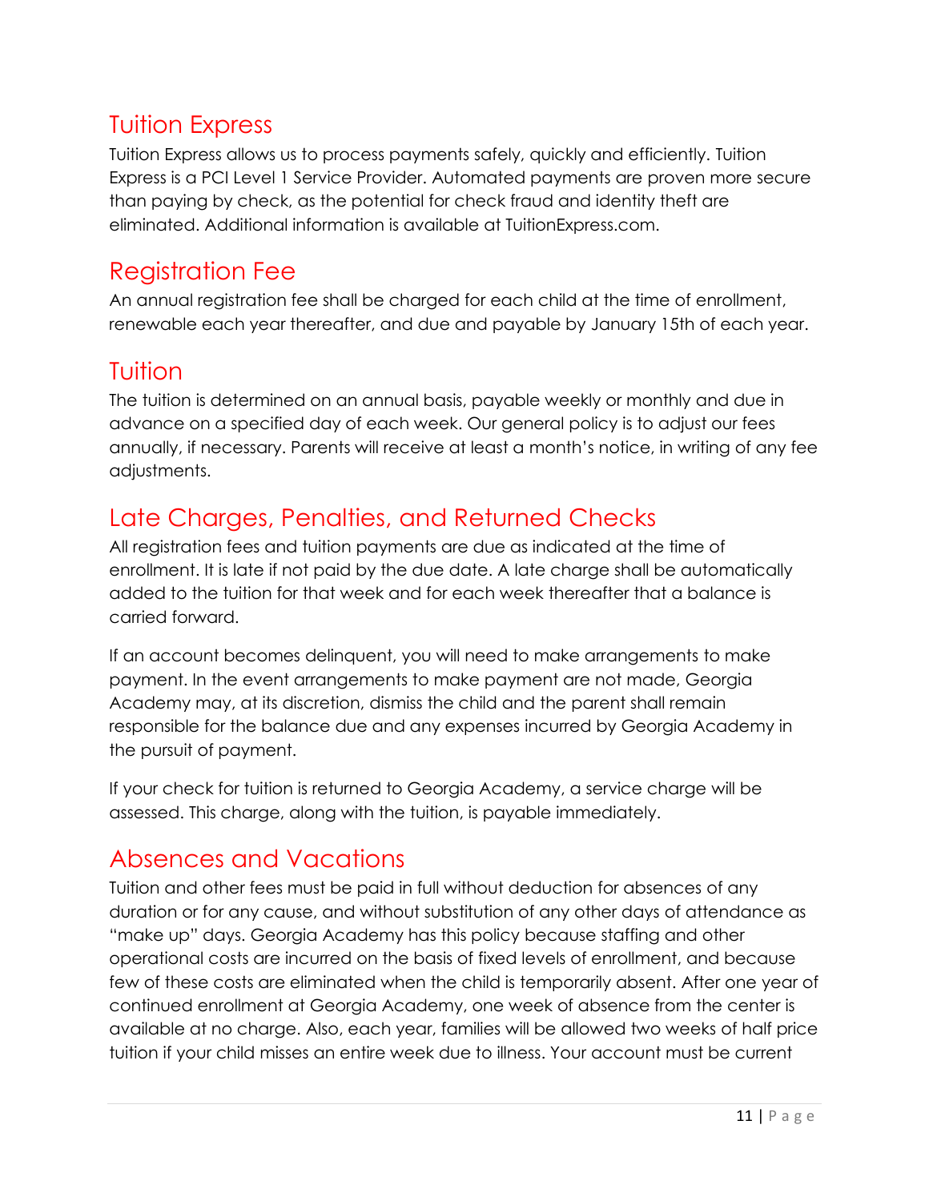## Tuition Express

Tuition Express allows us to process payments safely, quickly and efficiently. Tuition Express is a PCI Level 1 Service Provider. Automated payments are proven more secure than paying by check, as the potential for check fraud and identity theft are eliminated. Additional information is available at TuitionExpress.com.

## Registration Fee

An annual registration fee shall be charged for each child at the time of enrollment, renewable each year thereafter, and due and payable by January 15th of each year.

## Tuition

The tuition is determined on an annual basis, payable weekly or monthly and due in advance on a specified day of each week. Our general policy is to adjust our fees annually, if necessary. Parents will receive at least a month's notice, in writing of any fee adjustments.

## Late Charges, Penalties, and Returned Checks

All registration fees and tuition payments are due as indicated at the time of enrollment. It is late if not paid by the due date. A late charge shall be automatically added to the tuition for that week and for each week thereafter that a balance is carried forward.

If an account becomes delinquent, you will need to make arrangements to make payment. In the event arrangements to make payment are not made, Georgia Academy may, at its discretion, dismiss the child and the parent shall remain responsible for the balance due and any expenses incurred by Georgia Academy in the pursuit of payment.

If your check for tuition is returned to Georgia Academy, a service charge will be assessed. This charge, along with the tuition, is payable immediately.

## Absences and Vacations

Tuition and other fees must be paid in full without deduction for absences of any duration or for any cause, and without substitution of any other days of attendance as "make up" days. Georgia Academy has this policy because staffing and other operational costs are incurred on the basis of fixed levels of enrollment, and because few of these costs are eliminated when the child is temporarily absent. After one year of continued enrollment at Georgia Academy, one week of absence from the center is available at no charge. Also, each year, families will be allowed two weeks of half price tuition if your child misses an entire week due to illness. Your account must be current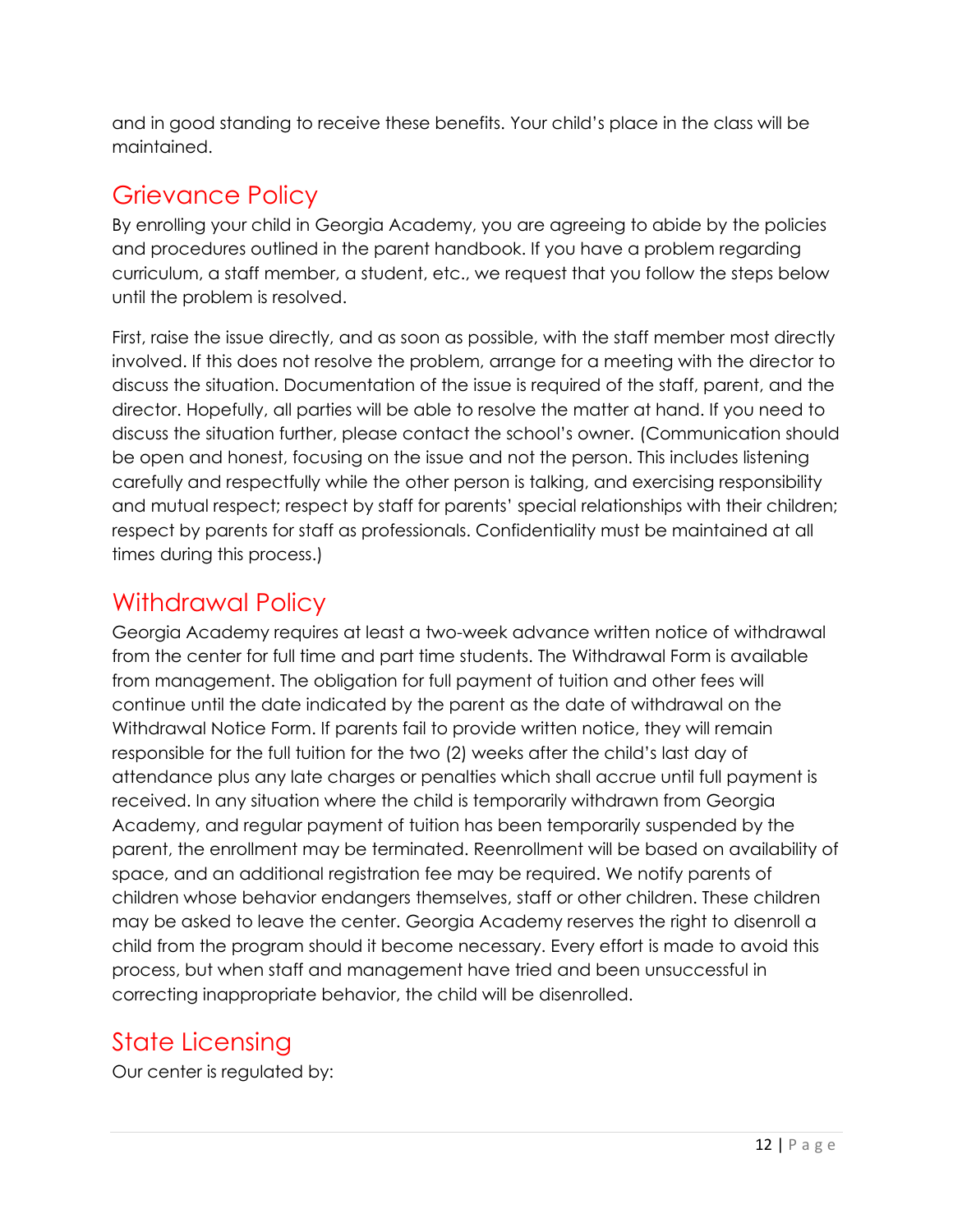and in good standing to receive these benefits. Your child's place in the class will be maintained.

## Grievance Policy

By enrolling your child in Georgia Academy, you are agreeing to abide by the policies and procedures outlined in the parent handbook. If you have a problem regarding curriculum, a staff member, a student, etc., we request that you follow the steps below until the problem is resolved.

First, raise the issue directly, and as soon as possible, with the staff member most directly involved. If this does not resolve the problem, arrange for a meeting with the director to discuss the situation. Documentation of the issue is required of the staff, parent, and the director. Hopefully, all parties will be able to resolve the matter at hand. If you need to discuss the situation further, please contact the school's owner. (Communication should be open and honest, focusing on the issue and not the person. This includes listening carefully and respectfully while the other person is talking, and exercising responsibility and mutual respect; respect by staff for parents' special relationships with their children; respect by parents for staff as professionals. Confidentiality must be maintained at all times during this process.)

## Withdrawal Policy

Georgia Academy requires at least a two-week advance written notice of withdrawal from the center for full time and part time students. The Withdrawal Form is available from management. The obligation for full payment of tuition and other fees will continue until the date indicated by the parent as the date of withdrawal on the Withdrawal Notice Form. If parents fail to provide written notice, they will remain responsible for the full tuition for the two (2) weeks after the child's last day of attendance plus any late charges or penalties which shall accrue until full payment is received. In any situation where the child is temporarily withdrawn from Georgia Academy, and regular payment of tuition has been temporarily suspended by the parent, the enrollment may be terminated. Reenrollment will be based on availability of space, and an additional registration fee may be required. We notify parents of children whose behavior endangers themselves, staff or other children. These children may be asked to leave the center. Georgia Academy reserves the right to disenroll a child from the program should it become necessary. Every effort is made to avoid this process, but when staff and management have tried and been unsuccessful in correcting inappropriate behavior, the child will be disenrolled.

## State Licensing

Our center is regulated by: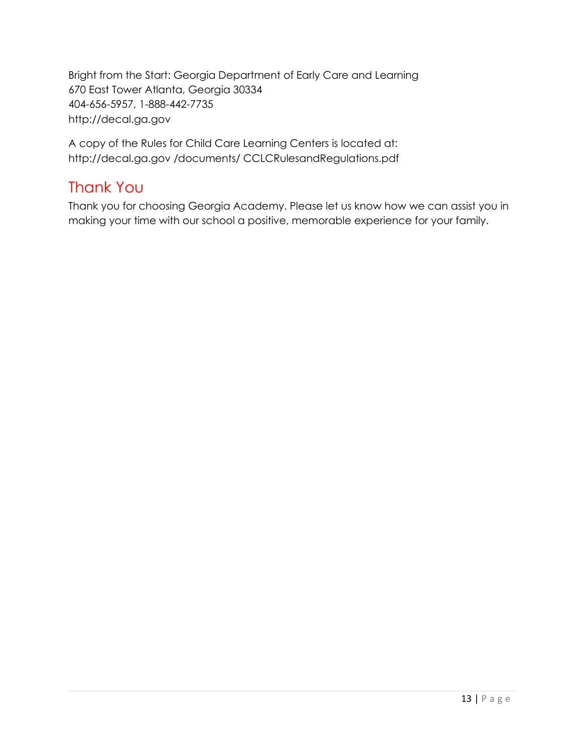Bright from the Start: Georgia Department of Early Care and Learning
670 East Tower Atlanta, Georgia 30334
404-656-5957, 1-888-442-7735
http://decal.ga.gov

A copy of the Rules for Child Care Learning Centers is located at:
http://decal.ga.gov /documents/ CCLCRulesandRegulations.pdf

## Thank You

Thank you for choosing Georgia Academy. Please let us know how we can assist you in making your time with our school a positive, memorable experience for your family.